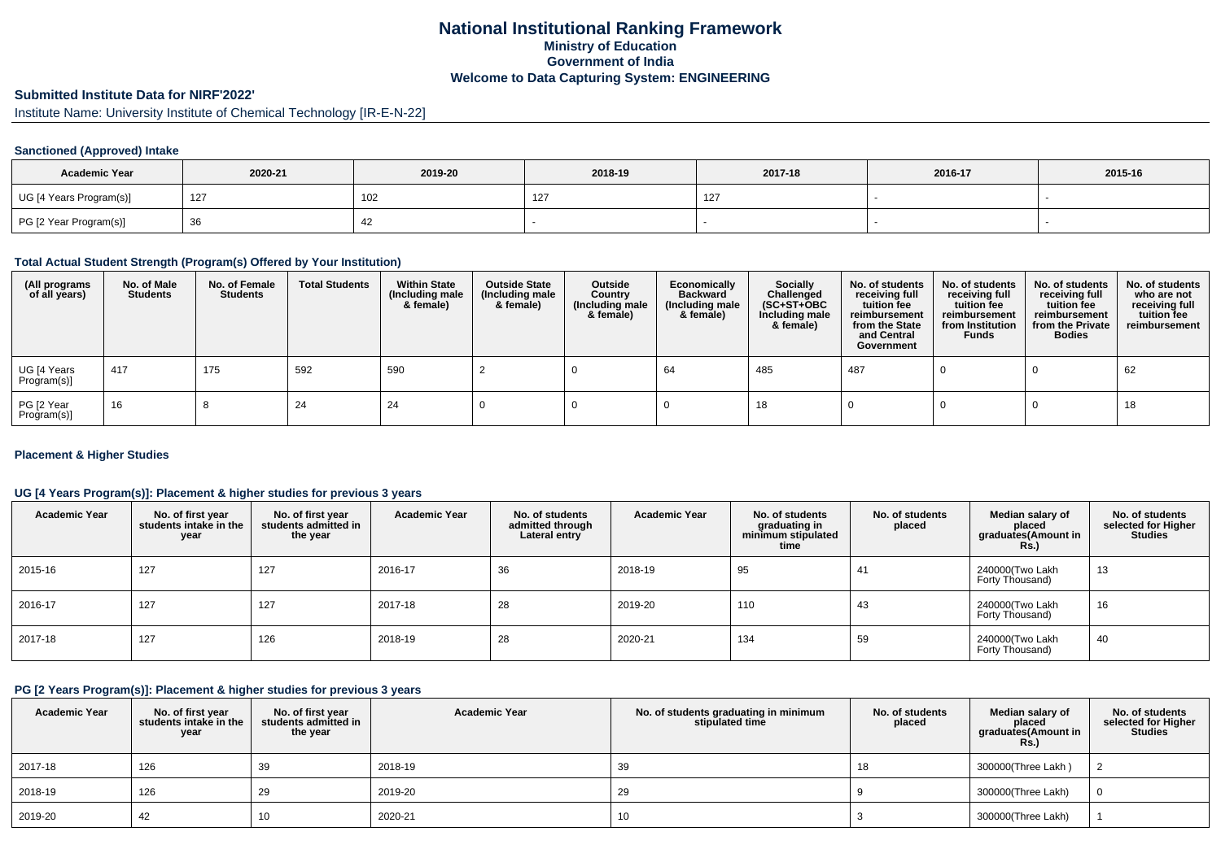# National Institutional Ranking Framework
## Ministry of Education
## Government of India
## Welcome to Data Capturing System: ENGINEERING

### Submitted Institute Data for NIRF'2022'

Institute Name: University Institute of Chemical Technology [IR-E-N-22]

#### Sanctioned (Approved) Intake

| Academic Year | 2020-21 | 2019-20 | 2018-19 | 2017-18 | 2016-17 | 2015-16 |
|---|---|---|---|---|---|---|
| UG [4 Years Program(s)] | 127 | 102 | 127 | 127 | - | - |
| PG [2 Year Program(s)] | 36 | 42 | - | - | - | - |

#### Total Actual Student Strength (Program(s) Offered by Your Institution)

| (All programs of all years) | No. of Male Students | No. of Female Students | Total Students | Within State (Including male & female) | Outside State (Including male & female) | Outside Country (Including male & female) | Economically Backward (Including male & female) | Socially Challenged (SC+ST+OBC Including male & female) | No. of students receiving full tuition fee reimbursement from the State and Central Government | No. of students receiving full tuition fee reimbursement from Institution Funds | No. of students receiving full tuition fee reimbursement from the Private Bodies | No. of students who are not receiving full tuition fee reimbursement |
|---|---|---|---|---|---|---|---|---|---|---|---|---|
| UG [4 Years Program(s)] | 417 | 175 | 592 | 590 | 2 | 0 | 64 | 485 | 487 | 0 | 0 | 62 |
| PG [2 Year Program(s)] | 16 | 8 | 24 | 24 | 0 | 0 | 0 | 18 | 0 | 0 | 0 | 18 |

#### Placement & Higher Studies

#### UG [4 Years Program(s)]: Placement & higher studies for previous 3 years

| Academic Year | No. of first year students intake in the year | No. of first year students admitted in the year | Academic Year | No. of students admitted through Lateral entry | Academic Year | No. of students graduating in minimum stipulated time | No. of students placed | Median salary of placed graduates(Amount in Rs.) | No. of students selected for Higher Studies |
|---|---|---|---|---|---|---|---|---|---|
| 2015-16 | 127 | 127 | 2016-17 | 36 | 2018-19 | 95 | 41 | 240000(Two Lakh Forty Thousand) | 13 |
| 2016-17 | 127 | 127 | 2017-18 | 28 | 2019-20 | 110 | 43 | 240000(Two Lakh Forty Thousand) | 16 |
| 2017-18 | 127 | 126 | 2018-19 | 28 | 2020-21 | 134 | 59 | 240000(Two Lakh Forty Thousand) | 40 |

#### PG [2 Years Program(s)]: Placement & higher studies for previous 3 years

| Academic Year | No. of first year students intake in the year | No. of first year students admitted in the year | Academic Year | No. of students graduating in minimum stipulated time | No. of students placed | Median salary of placed graduates(Amount in Rs.) | No. of students selected for Higher Studies |
|---|---|---|---|---|---|---|---|
| 2017-18 | 126 | 39 | 2018-19 | 39 | 18 | 300000(Three Lakh ) | 2 |
| 2018-19 | 126 | 29 | 2019-20 | 29 | 9 | 300000(Three Lakh) | 0 |
| 2019-20 | 42 | 10 | 2020-21 | 10 | 3 | 300000(Three Lakh) | 1 |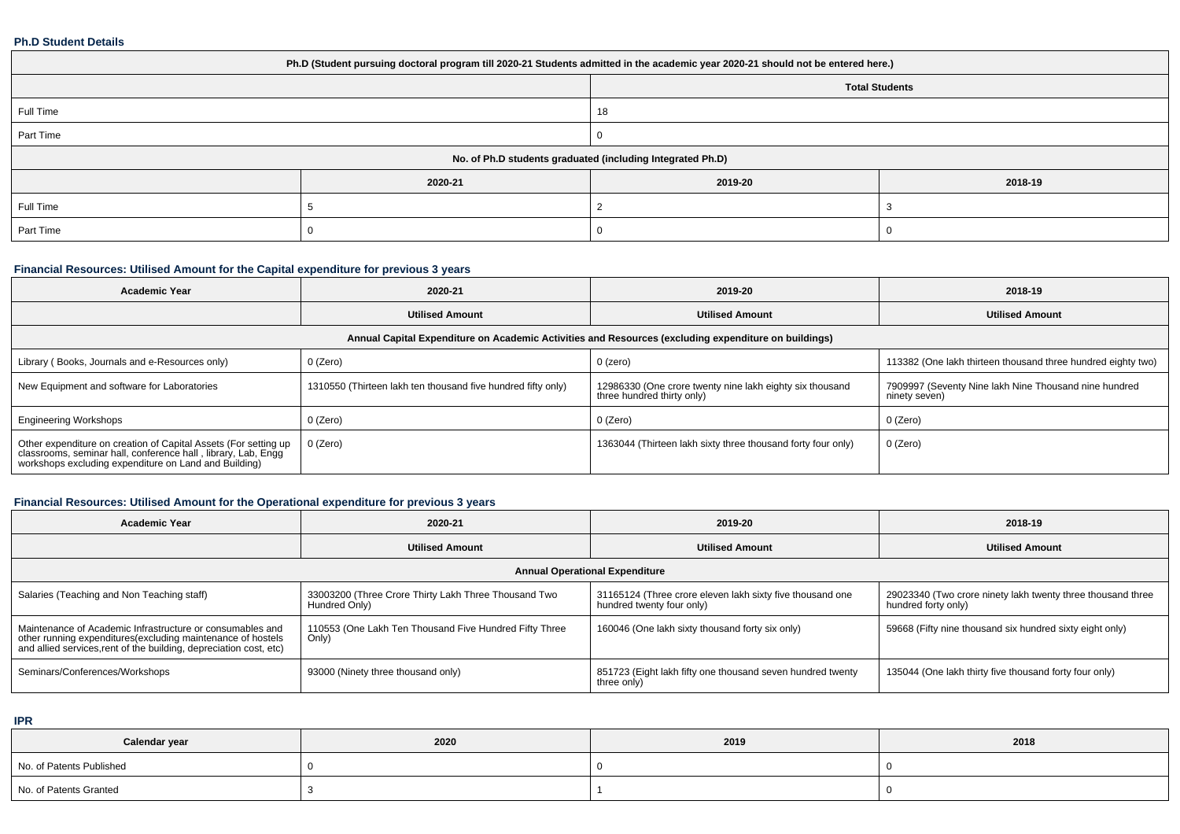### Ph.D Student Details

| Ph.D (Student pursuing doctoral program till 2020-21 Students admitted in the academic year 2020-21 should not be entered here.) | | | |
|---|---|---|---|
| | Total Students | | |
| Full Time | 18 | | |
| Part Time | 0 | | |
| No. of Ph.D students graduated (including Integrated Ph.D) | | | |
| | 2020-21 | 2019-20 | 2018-19 |
| Full Time | 5 | 2 | 3 |
| Part Time | 0 | 0 | 0 |

### Financial Resources: Utilised Amount for the Capital expenditure for previous 3 years

| Academic Year | 2020-21 | 2019-20 | 2018-19 |
|---|---|---|---|
| | Utilised Amount | Utilised Amount | Utilised Amount |
| Annual Capital Expenditure on Academic Activities and Resources (excluding expenditure on buildings) | | | |
| Library ( Books, Journals and e-Resources only) | 0 (Zero) | 0 (zero) | 113382 (One lakh thirteen thousand three hundred eighty two) |
| New Equipment and software for Laboratories | 1310550 (Thirteen lakh ten thousand five hundred fifty only) | 12986330 (One crore twenty nine lakh eighty six thousand three hundred thirty only) | 7909997 (Seventy Nine lakh Nine Thousand nine hundred ninety seven) |
| Engineering Workshops | 0 (Zero) | 0 (Zero) | 0 (Zero) |
| Other expenditure on creation of Capital Assets (For setting up classrooms, seminar hall, conference hall , library, Lab, Engg workshops excluding expenditure on Land and Building) | 0 (Zero) | 1363044 (Thirteen lakh sixty three thousand forty four only) | 0 (Zero) |

### Financial Resources: Utilised Amount for the Operational expenditure for previous 3 years

| Academic Year | 2020-21 | 2019-20 | 2018-19 |
|---|---|---|---|
| | Utilised Amount | Utilised Amount | Utilised Amount |
| Annual Operational Expenditure | | | |
| Salaries (Teaching and Non Teaching staff) | 33003200 (Three Crore Thirty Lakh Three Thousand Two Hundred Only) | 31165124 (Three crore eleven lakh sixty five thousand one hundred twenty four only) | 29023340 (Two crore ninety lakh twenty three thousand three hundred forty only) |
| Maintenance of Academic Infrastructure or consumables and other running expenditures(excluding maintenance of hostels and allied services,rent of the building, depreciation cost, etc) | 110553 (One Lakh Ten Thousand Five Hundred Fifty Three Only) | 160046 (One lakh sixty thousand forty six only) | 59668 (Fifty nine thousand six hundred sixty eight only) |
| Seminars/Conferences/Workshops | 93000 (Ninety three thousand only) | 851723 (Eight lakh fifty one thousand seven hundred twenty three only) | 135044 (One lakh thirty five thousand forty four only) |

### IPR

| Calendar year | 2020 | 2019 | 2018 |
|---|---|---|---|
| No. of Patents Published | 0 | 0 | 0 |
| No. of Patents Granted | 3 | 1 | 0 |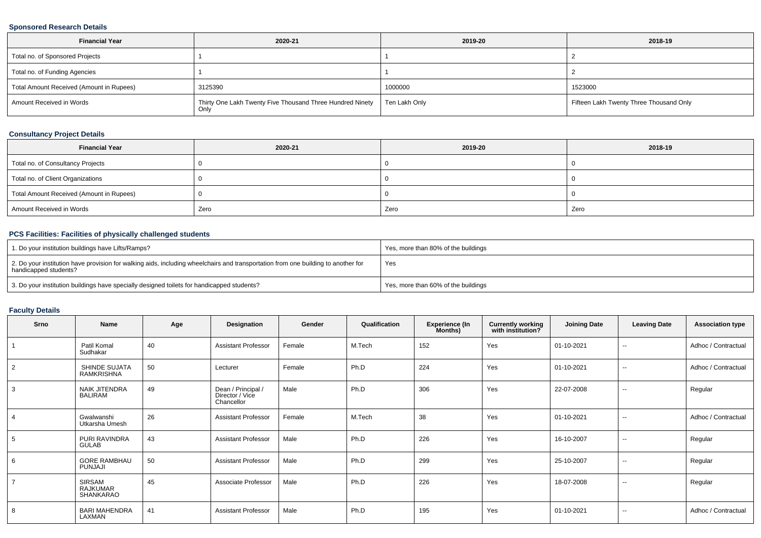### Sponsored Research Details

| Financial Year | 2020-21 | 2019-20 | 2018-19 |
|---|---|---|---|
| Total no. of Sponsored Projects | 1 | 1 | 2 |
| Total no. of Funding Agencies | 1 | 1 | 2 |
| Total Amount Received (Amount in Rupees) | 3125390 | 1000000 | 1523000 |
| Amount Received in Words | Thirty One Lakh Twenty Five Thousand Three Hundred Ninety Only | Ten Lakh Only | Fifteen Lakh Twenty Three Thousand Only |

### Consultancy Project Details

| Financial Year | 2020-21 | 2019-20 | 2018-19 |
|---|---|---|---|
| Total no. of Consultancy Projects | 0 | 0 | 0 |
| Total no. of Client Organizations | 0 | 0 | 0 |
| Total Amount Received (Amount in Rupees) | 0 | 0 | 0 |
| Amount Received in Words | Zero | Zero | Zero |

### PCS Facilities: Facilities of physically challenged students

| | |
|---|---|
| 1. Do your institution buildings have Lifts/Ramps? | Yes, more than 80% of the buildings |
| 2. Do your institution have provision for walking aids, including wheelchairs and transportation from one building to another for handicapped students? | Yes |
| 3. Do your institution buildings have specially designed toilets for handicapped students? | Yes, more than 60% of the buildings |

### Faculty Details

| Srno | Name | Age | Designation | Gender | Qualification | Experience (In Months) | Currently working with institution? | Joining Date | Leaving Date | Association type |
|---|---|---|---|---|---|---|---|---|---|---|
| 1 | Patil Komal Sudhakar | 40 | Assistant Professor | Female | M.Tech | 152 | Yes | 01-10-2021 | -- | Adhoc / Contractual |
| 2 | SHINDE SUJATA RAMKRISHNA | 50 | Lecturer | Female | Ph.D | 224 | Yes | 01-10-2021 | -- | Adhoc / Contractual |
| 3 | NAIK JITENDRA BALIRAM | 49 | Dean / Principal / Director / Vice Chancellor | Male | Ph.D | 306 | Yes | 22-07-2008 | -- | Regular |
| 4 | Gwalwanshi Utkarsha Umesh | 26 | Assistant Professor | Female | M.Tech | 38 | Yes | 01-10-2021 | -- | Adhoc / Contractual |
| 5 | PURI RAVINDRA GULAB | 43 | Assistant Professor | Male | Ph.D | 226 | Yes | 16-10-2007 | -- | Regular |
| 6 | GORE RAMBHAU PUNJAJI | 50 | Assistant Professor | Male | Ph.D | 299 | Yes | 25-10-2007 | -- | Regular |
| 7 | SIRSAM RAJKUMAR SHANKARAO | 45 | Associate Professor | Male | Ph.D | 226 | Yes | 18-07-2008 | -- | Regular |
| 8 | BARI MAHENDRA LAXMAN | 41 | Assistant Professor | Male | Ph.D | 195 | Yes | 01-10-2021 | -- | Adhoc / Contractual |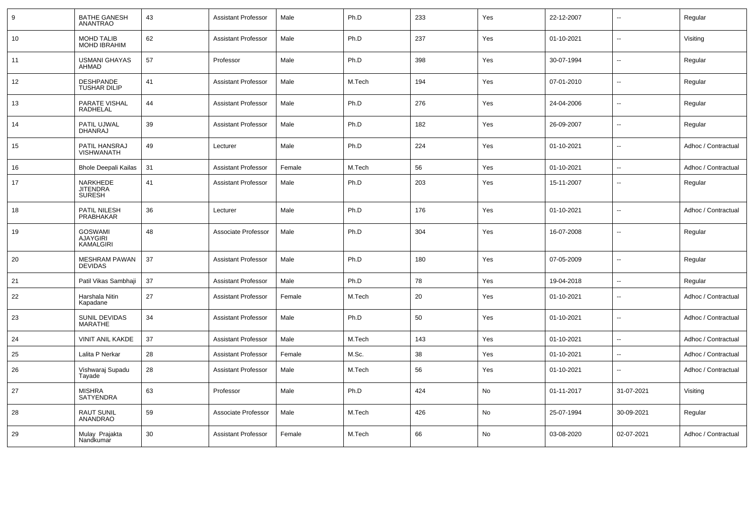| | | | | | | | | | | |
|---|---|---|---|---|---|---|---|---|---|---|
| 9 | BATHE GANESH ANANTRAO | 43 | Assistant Professor | Male | Ph.D | 233 | Yes | 22-12-2007 | -- | Regular |
| 10 | MOHD TALIB MOHD IBRAHIM | 62 | Assistant Professor | Male | Ph.D | 237 | Yes | 01-10-2021 | -- | Visiting |
| 11 | USMANI GHAYAS AHMAD | 57 | Professor | Male | Ph.D | 398 | Yes | 30-07-1994 | -- | Regular |
| 12 | DESHPANDE TUSHAR DILIP | 41 | Assistant Professor | Male | M.Tech | 194 | Yes | 07-01-2010 | -- | Regular |
| 13 | PARATE VISHAL RADHELAL | 44 | Assistant Professor | Male | Ph.D | 276 | Yes | 24-04-2006 | -- | Regular |
| 14 | PATIL UJWAL DHANRAJ | 39 | Assistant Professor | Male | Ph.D | 182 | Yes | 26-09-2007 | -- | Regular |
| 15 | PATIL HANSRAJ VISHWANATH | 49 | Lecturer | Male | Ph.D | 224 | Yes | 01-10-2021 | -- | Adhoc / Contractual |
| 16 | Bhole Deepali Kailas | 31 | Assistant Professor | Female | M.Tech | 56 | Yes | 01-10-2021 | -- | Adhoc / Contractual |
| 17 | NARKHEDE JITENDRA SURESH | 41 | Assistant Professor | Male | Ph.D | 203 | Yes | 15-11-2007 | -- | Regular |
| 18 | PATIL NILESH PRABHAKAR | 36 | Lecturer | Male | Ph.D | 176 | Yes | 01-10-2021 | -- | Adhoc / Contractual |
| 19 | GOSWAMI AJAYGIRI KAMALGIRI | 48 | Associate Professor | Male | Ph.D | 304 | Yes | 16-07-2008 | -- | Regular |
| 20 | MESHRAM PAWAN DEVIDAS | 37 | Assistant Professor | Male | Ph.D | 180 | Yes | 07-05-2009 | -- | Regular |
| 21 | Patil Vikas Sambhaji | 37 | Assistant Professor | Male | Ph.D | 78 | Yes | 19-04-2018 | -- | Regular |
| 22 | Harshala Nitin Kapadane | 27 | Assistant Professor | Female | M.Tech | 20 | Yes | 01-10-2021 | -- | Adhoc / Contractual |
| 23 | SUNIL DEVIDAS MARATHE | 34 | Assistant Professor | Male | Ph.D | 50 | Yes | 01-10-2021 | -- | Adhoc / Contractual |
| 24 | VINIT ANIL KAKDE | 37 | Assistant Professor | Male | M.Tech | 143 | Yes | 01-10-2021 | -- | Adhoc / Contractual |
| 25 | Lalita P Nerkar | 28 | Assistant Professor | Female | M.Sc. | 38 | Yes | 01-10-2021 | -- | Adhoc / Contractual |
| 26 | Vishwaraj Supadu Tayade | 28 | Assistant Professor | Male | M.Tech | 56 | Yes | 01-10-2021 | -- | Adhoc / Contractual |
| 27 | MISHRA SATYENDRA | 63 | Professor | Male | Ph.D | 424 | No | 01-11-2017 | 31-07-2021 | Visiting |
| 28 | RAUT SUNIL ANANDRAO | 59 | Associate Professor | Male | M.Tech | 426 | No | 25-07-1994 | 30-09-2021 | Regular |
| 29 | Mulay Prajakta Nandkumar | 30 | Assistant Professor | Female | M.Tech | 66 | No | 03-08-2020 | 02-07-2021 | Adhoc / Contractual |